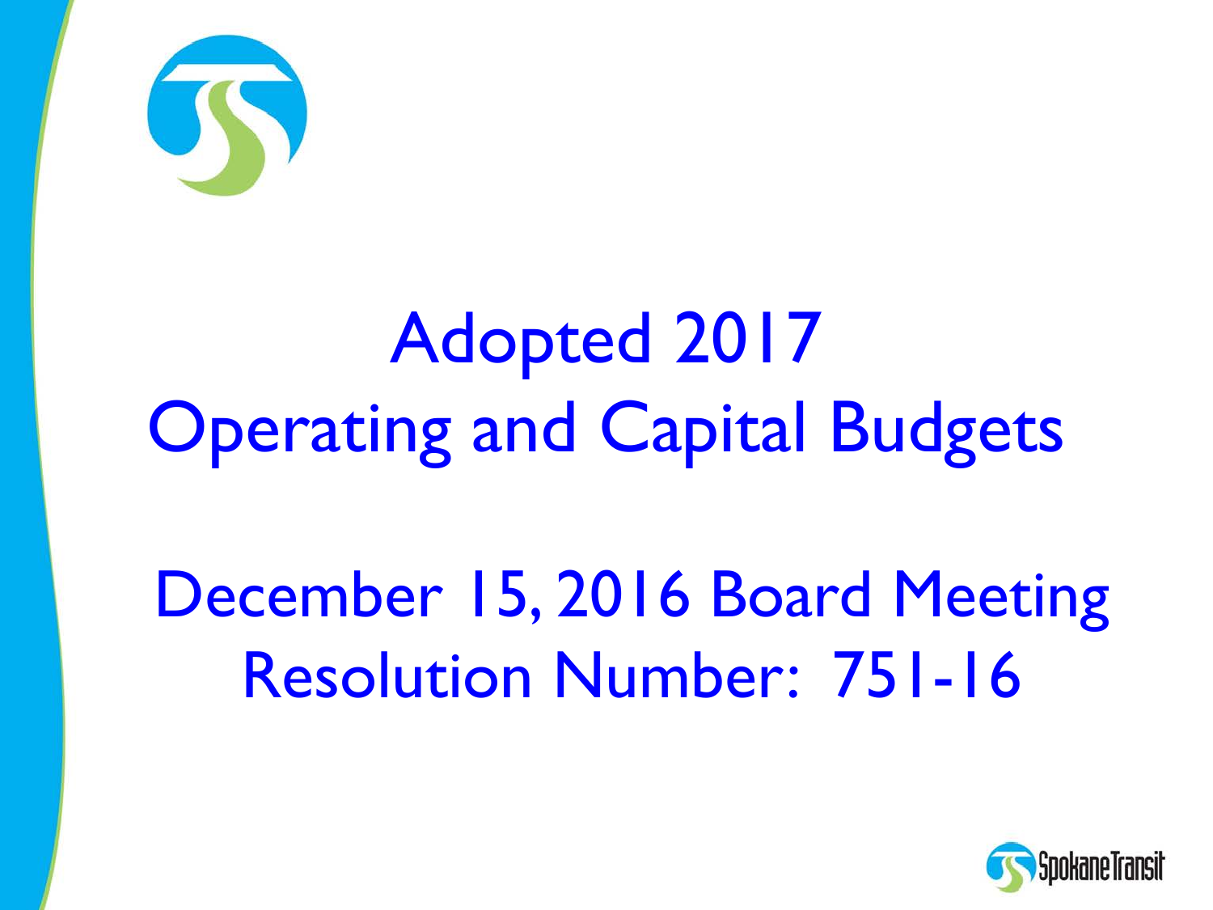# Adopted 2017 Operating and Capital Budgets

## December 15, 2016 Board Meeting Resolution Number: 751-16

SpokaneTransit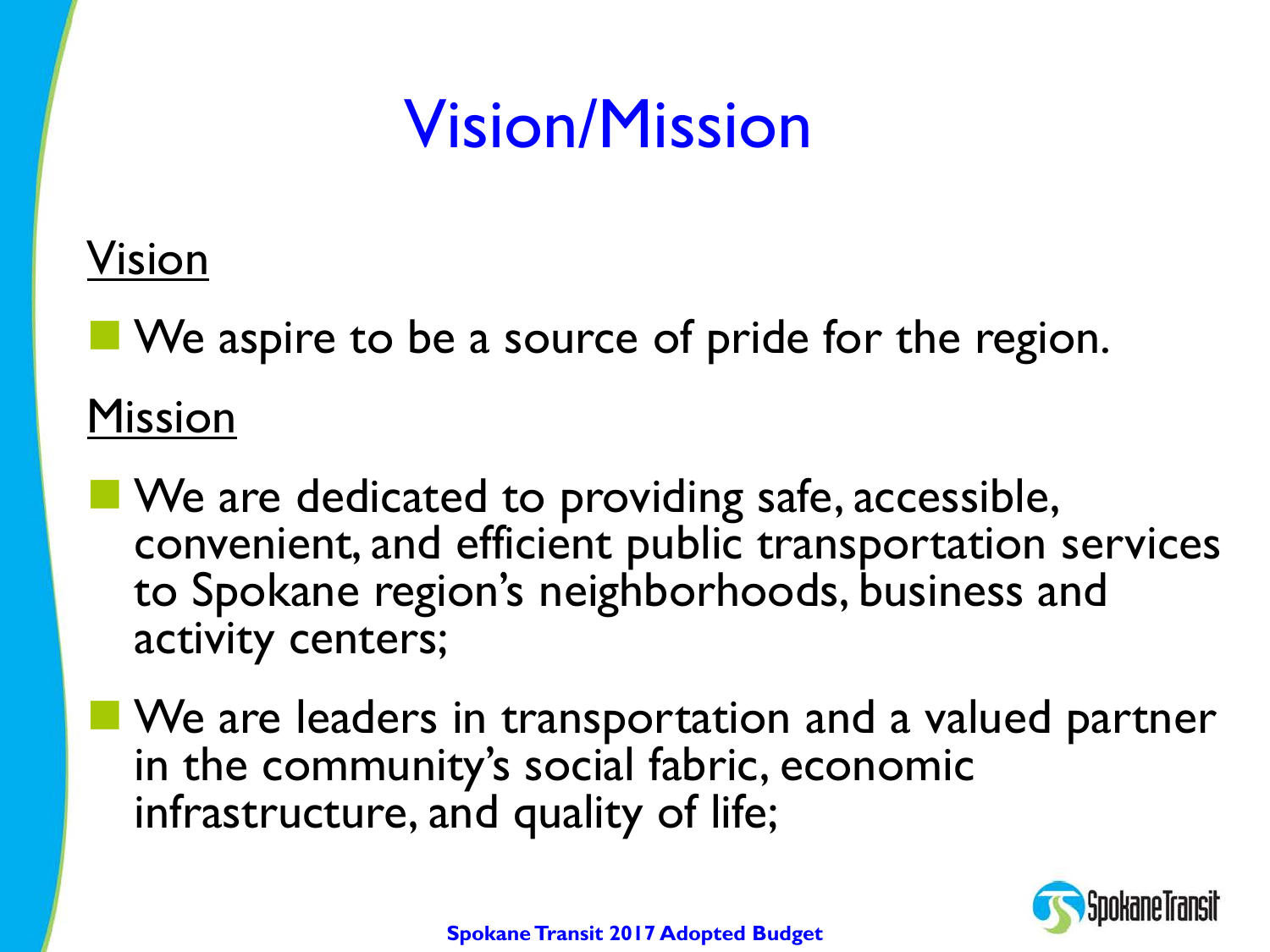# Vision/Mission

## Vision

- We aspire to be a source of pride for the region.

## Mission

- We are dedicated to providing safe, accessible, convenient, and efficient public transportation services to Spokane region's neighborhoods, business and activity centers;
- We are leaders in transportation and a valued partner in the community's social fabric, economic infrastructure, and quality of life;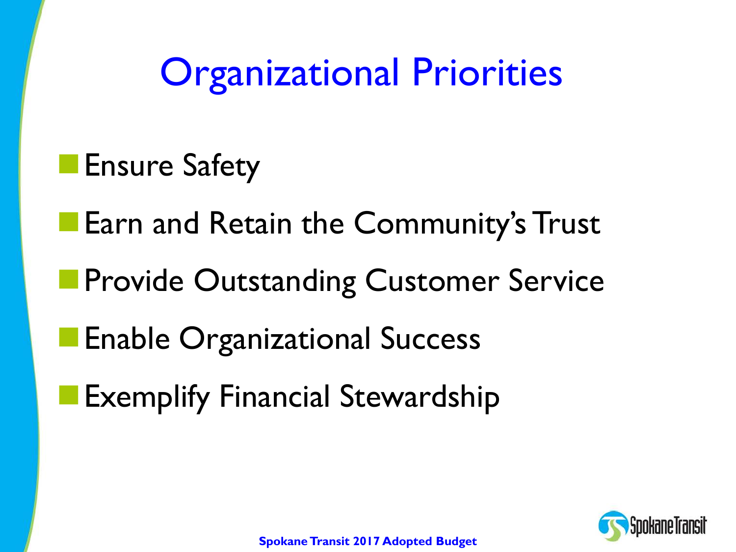# Organizational Priorities

- Ensure Safety
- Earn and Retain the Community's Trust
- Provide Outstanding Customer Service
- Enable Organizational Success
- Exemplify Financial Stewardship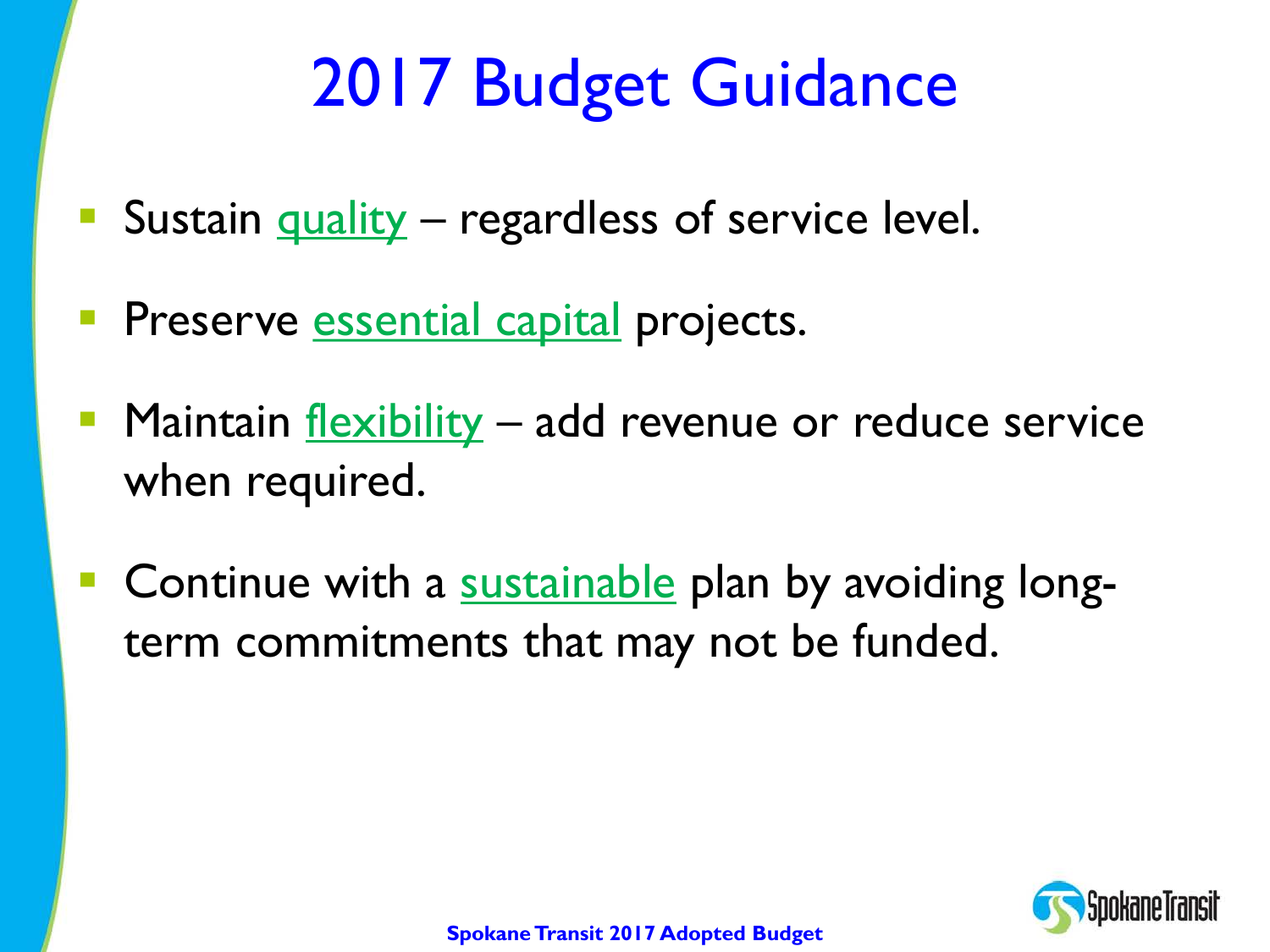# 2017 Budget Guidance

- Sustain quality – regardless of service level.
- Preserve essential capital projects.
- Maintain flexibility – add revenue or reduce service when required.
- Continue with a sustainable plan by avoiding long-term commitments that may not be funded.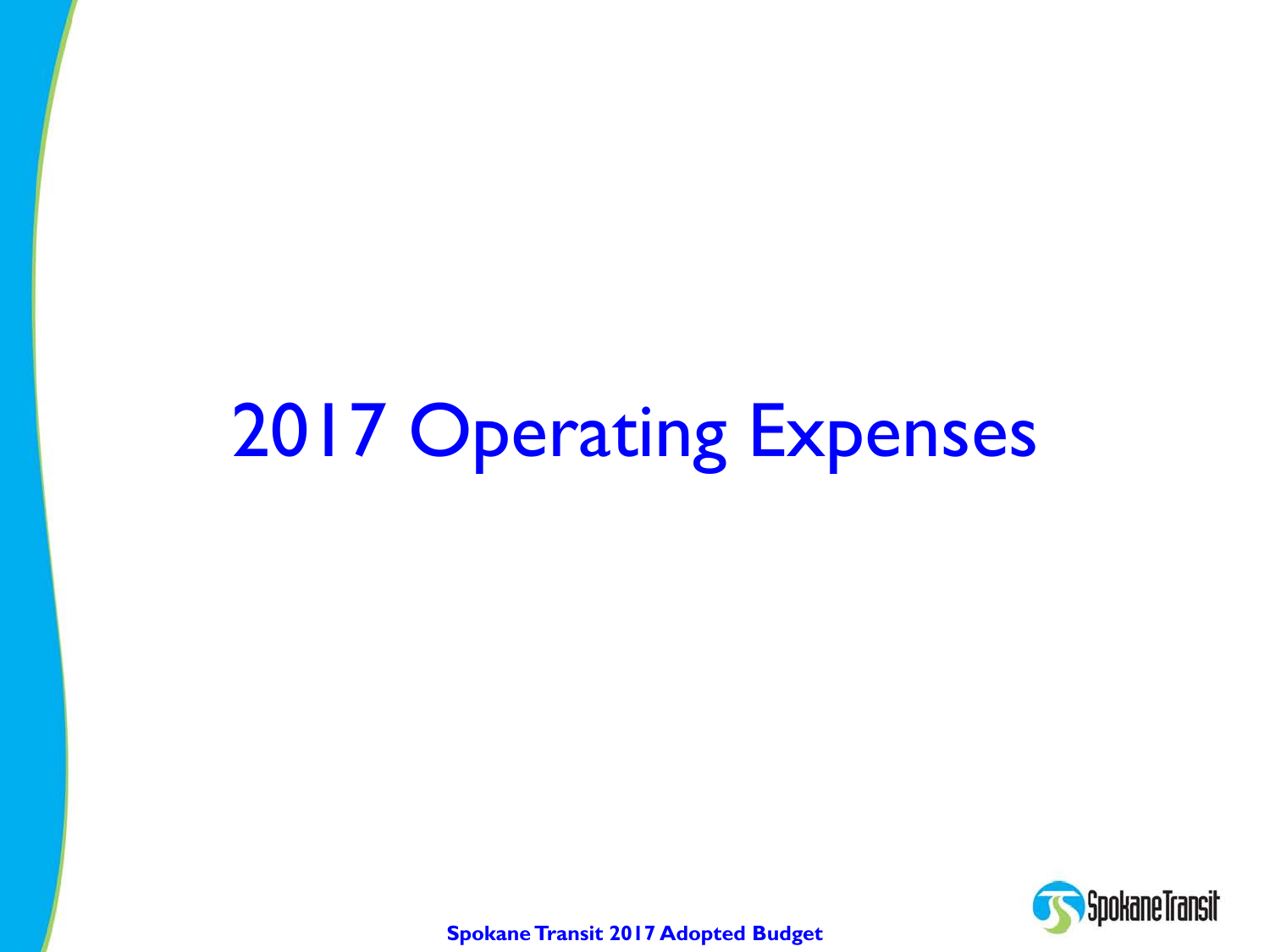# 2017 Operating Expenses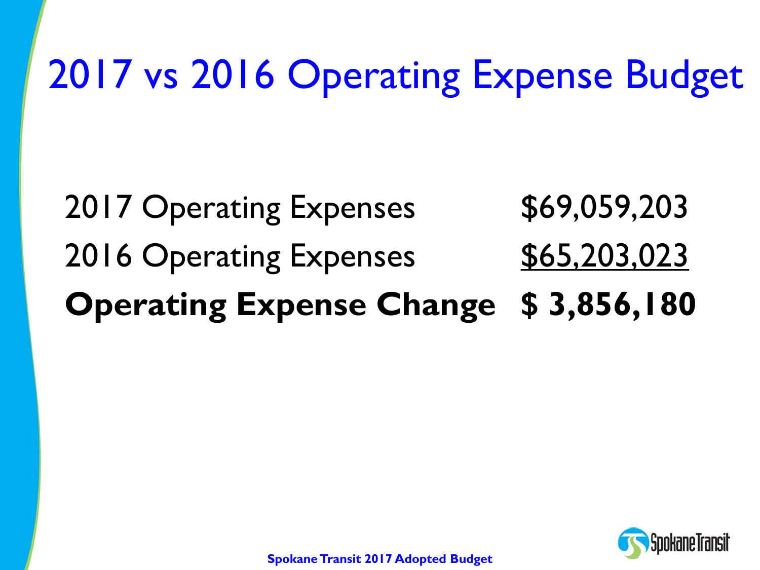# 2017 vs 2016 Operating Expense Budget

| | |
|---|---|
| 2017 Operating Expenses | $69,059,203 |
| 2016 Operating Expenses | $65,203,023 |
| **Operating Expense Change** | **$ 3,856,180** |

**Spokane Transit 2017 Adopted Budget**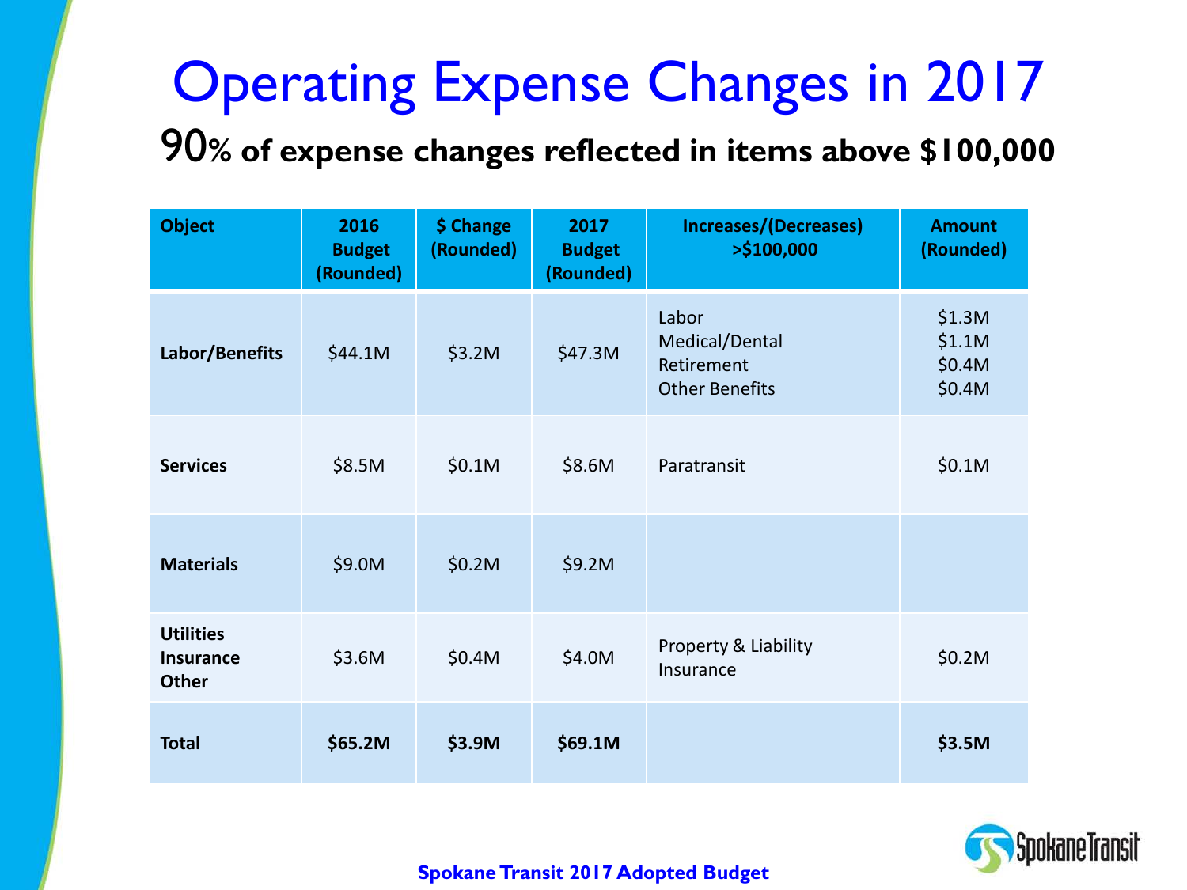# Operating Expense Changes in 2017

## 90% of expense changes reflected in items above $100,000

| Object | 2016 Budget (Rounded) | $ Change (Rounded) | 2017 Budget (Rounded) | Increases/(Decreases) >$100,000 | Amount (Rounded) |
|---|---|---|---|---|---|
| **Labor/Benefits** | $44.1M | $3.2M | $47.3M | Labor<br>Medical/Dental<br>Retirement<br>Other Benefits | $1.3M<br>$1.1M<br>$0.4M<br>$0.4M |
| **Services** | $8.5M | $0.1M | $8.6M | Paratransit | $0.1M |
| **Materials** | $9.0M | $0.2M | $9.2M | | |
| **Utilities Insurance Other** | $3.6M | $0.4M | $4.0M | Property & Liability Insurance | $0.2M |
| **Total** | **$65.2M** | **$3.9M** | **$69.1M** | | **$3.5M** |

**Spokane Transit 2017 Adopted Budget**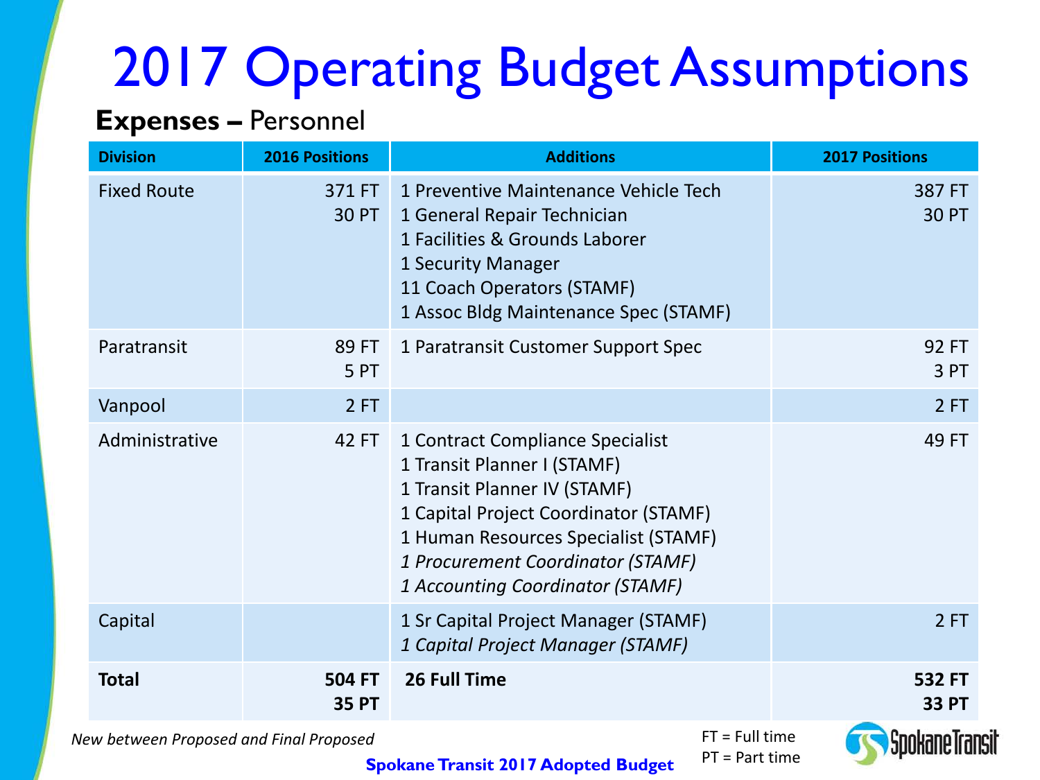# 2017 Operating Budget Assumptions

**Expenses –** Personnel

| Division | 2016 Positions | Additions | 2017 Positions |
|---|---|---|---|
| Fixed Route | 371 FT<br>30 PT | 1 Preventive Maintenance Vehicle Tech<br>1 General Repair Technician<br>1 Facilities & Grounds Laborer<br>1 Security Manager<br>11 Coach Operators (STAMF)<br>1 Assoc Bldg Maintenance Spec (STAMF) | 387 FT<br>30 PT |
| Paratransit | 89 FT<br>5 PT | 1 Paratransit Customer Support Spec | 92 FT<br>3 PT |
| Vanpool | 2 FT | | 2 FT |
| Administrative | 42 FT | 1 Contract Compliance Specialist<br>1 Transit Planner I (STAMF)<br>1 Transit Planner IV (STAMF)<br>1 Capital Project Coordinator (STAMF)<br>1 Human Resources Specialist (STAMF)<br>*1 Procurement Coordinator (STAMF)*<br>*1 Accounting Coordinator (STAMF)* | 49 FT |
| Capital | | 1 Sr Capital Project Manager (STAMF)<br>*1 Capital Project Manager (STAMF)* | 2 FT |
| **Total** | **504 FT**<br>**35 PT** | **26 Full Time** | **532 FT**<br>**33 PT** |

*New between Proposed and Final Proposed*

FT = Full time
PT = Part time

**Spokane Transit 2017 Adopted Budget**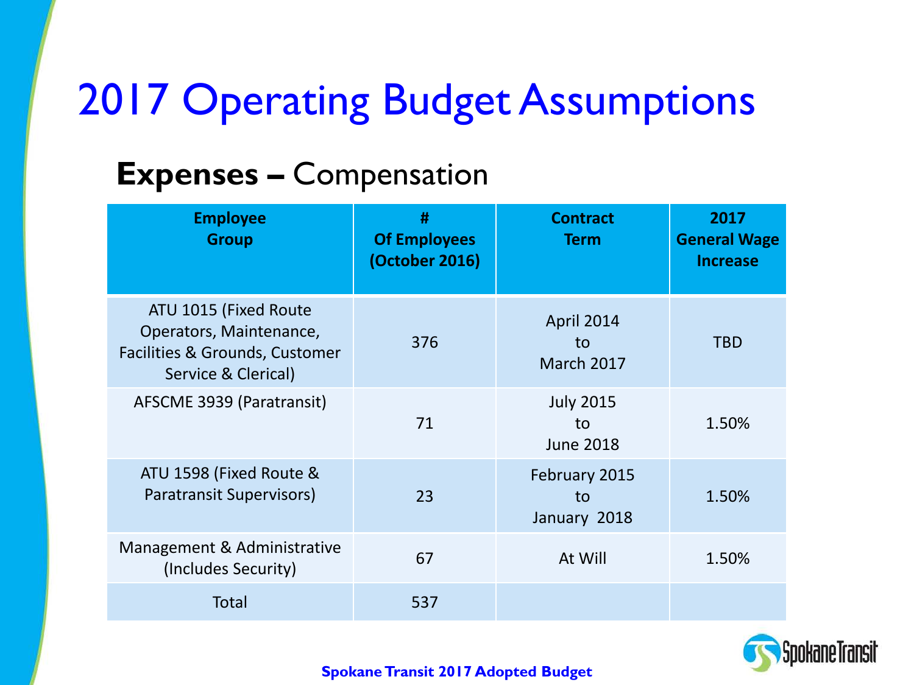# 2017 Operating Budget Assumptions

## **Expenses –** Compensation

| Employee Group | # Of Employees (October 2016) | Contract Term | 2017 General Wage Increase |
|---|---|---|---|
| ATU 1015 (Fixed Route Operators, Maintenance, Facilities & Grounds, Customer Service & Clerical) | 376 | April 2014 to March 2017 | TBD |
| AFSCME 3939 (Paratransit) | 71 | July 2015 to June 2018 | 1.50% |
| ATU 1598 (Fixed Route & Paratransit Supervisors) | 23 | February 2015 to January 2018 | 1.50% |
| Management & Administrative (Includes Security) | 67 | At Will | 1.50% |
| Total | 537 | | |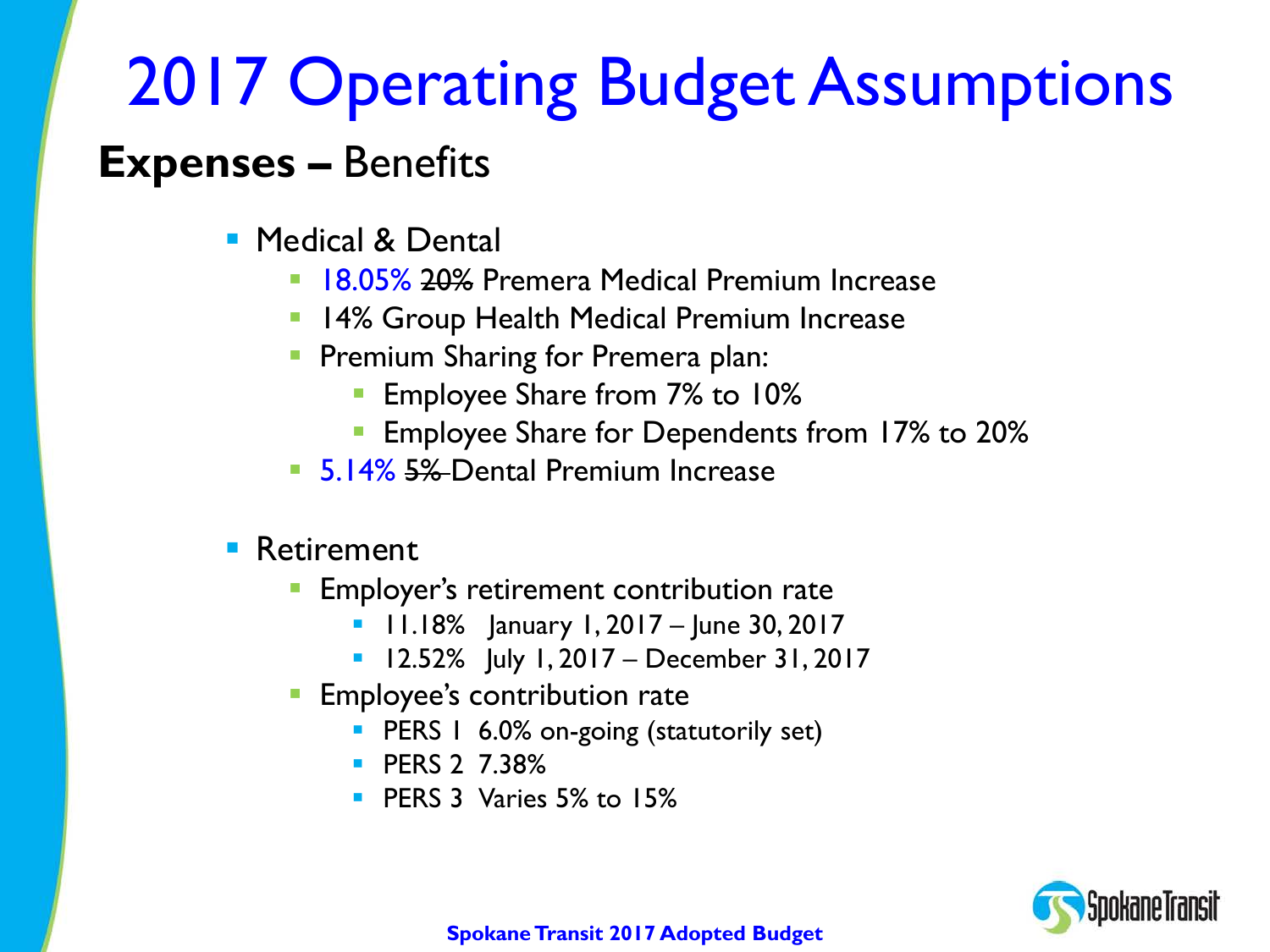# 2017 Operating Budget Assumptions

## **Expenses –** Benefits

- Medical & Dental
  - 18.05% ~~20%~~ Premera Medical Premium Increase
  - 14% Group Health Medical Premium Increase
  - Premium Sharing for Premera plan:
    - Employee Share from 7% to 10%
    - Employee Share for Dependents from 17% to 20%
  - 5.14% ~~5%~~ Dental Premium Increase

- Retirement
  - Employer's retirement contribution rate
    - 11.18% January 1, 2017 – June 30, 2017
    - 12.52% July 1, 2017 – December 31, 2017
  - Employee's contribution rate
    - PERS 1 6.0% on-going (statutorily set)
    - PERS 2 7.38%
    - PERS 3 Varies 5% to 15%

**Spokane Transit 2017 Adopted Budget**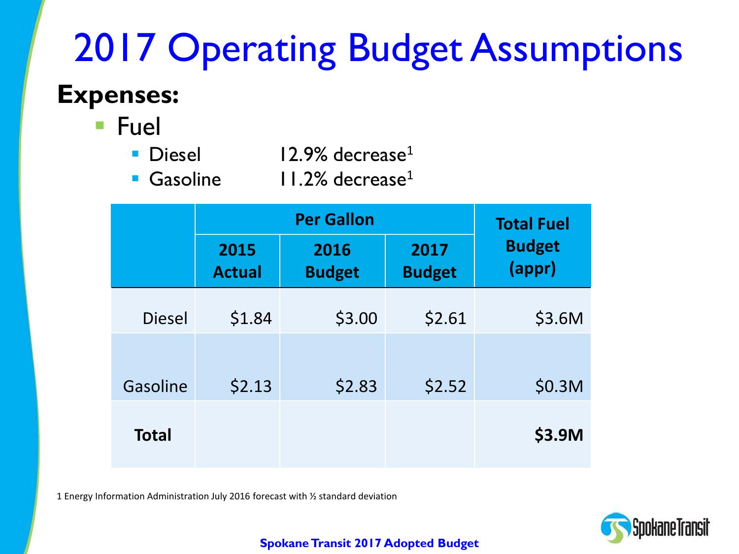# 2017 Operating Budget Assumptions

## Expenses:

- Fuel
  - Diesel 12.9% decrease[1]
  - Gasoline 11.2% decrease[1]

| | Per Gallon | | | Total Fuel Budget (appr) |
|---|---|---|---|---|
| | 2015 Actual | 2016 Budget | 2017 Budget | |
| Diesel | $1.84 | $3.00 | $2.61 | $3.6M |
| Gasoline | $2.13 | $2.83 | $2.52 | $0.3M |
| **Total** | | | | **$3.9M** |

1 Energy Information Administration July 2016 forecast with ½ standard deviation

**Spokane Transit 2017 Adopted Budget**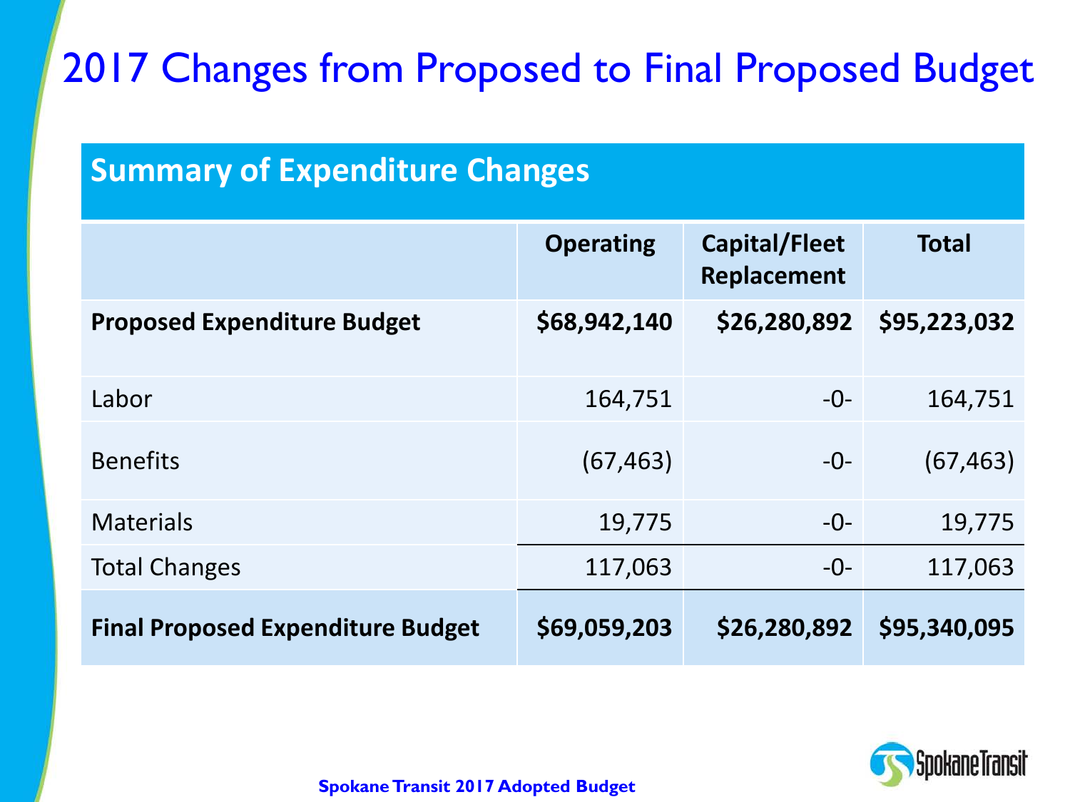# 2017 Changes from Proposed to Final Proposed Budget

## Summary of Expenditure Changes

| | Operating | Capital/Fleet Replacement | Total |
|---|---|---|---|
| **Proposed Expenditure Budget** | **$68,942,140** | **$26,280,892** | **$95,223,032** |
| Labor | 164,751 | -0- | 164,751 |
| Benefits | (67,463) | -0- | (67,463) |
| Materials | 19,775 | -0- | 19,775 |
| Total Changes | 117,063 | -0- | 117,063 |
| **Final Proposed Expenditure Budget** | **$69,059,203** | **$26,280,892** | **$95,340,095** |

**Spokane Transit 2017 Adopted Budget**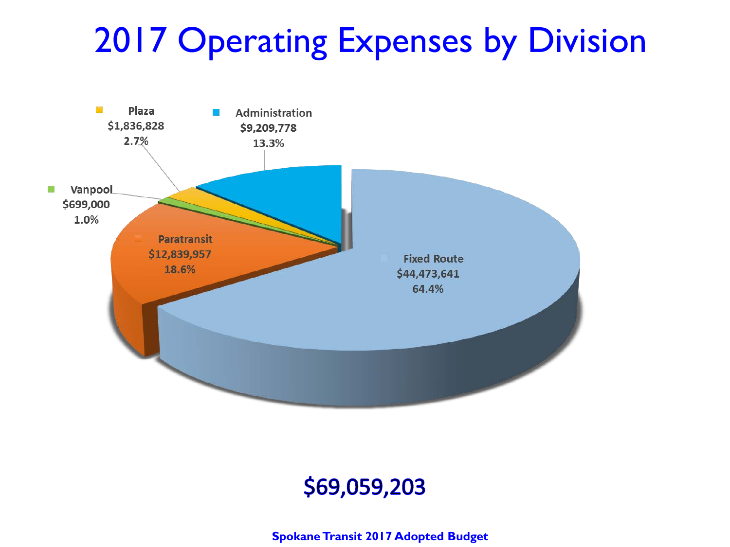# 2017 Operating Expenses by Division

Plaza
$1,836,828
2.7%

Administration
$9,209,778
13.3%

Vanpool
$699,000
1.0%

Paratransit
$12,839,957
18.6%

Fixed Route
$44,473,641
64.4%

$69,059,203

**Spokane Transit 2017 Adopted Budget**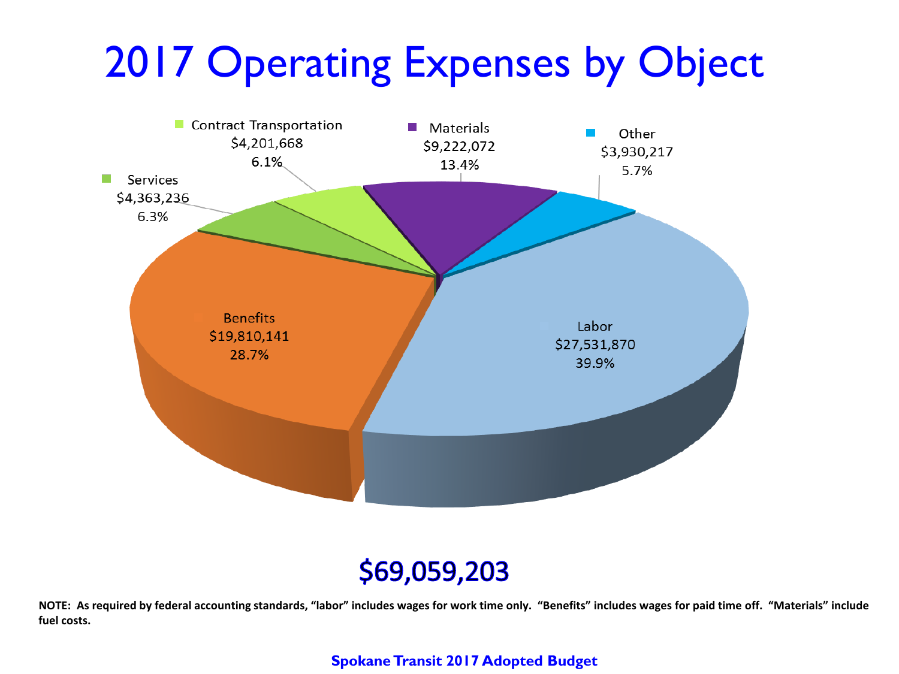# 2017 Operating Expenses by Object

| Category | Amount | Percent |
|---|---|---|
| Contract Transportation | $4,201,668 | 6.1% |
| Materials | $9,222,072 | 13.4% |
| Other | $3,930,217 | 5.7% |
| Services | $4,363,236 | 6.3% |
| Benefits | $19,810,141 | 28.7% |
| Labor | $27,531,870 | 39.9% |

**$69,059,203**

**NOTE: As required by federal accounting standards, "labor" includes wages for work time only. "Benefits" includes wages for paid time off. "Materials" include fuel costs.**

**Spokane Transit 2017 Adopted Budget**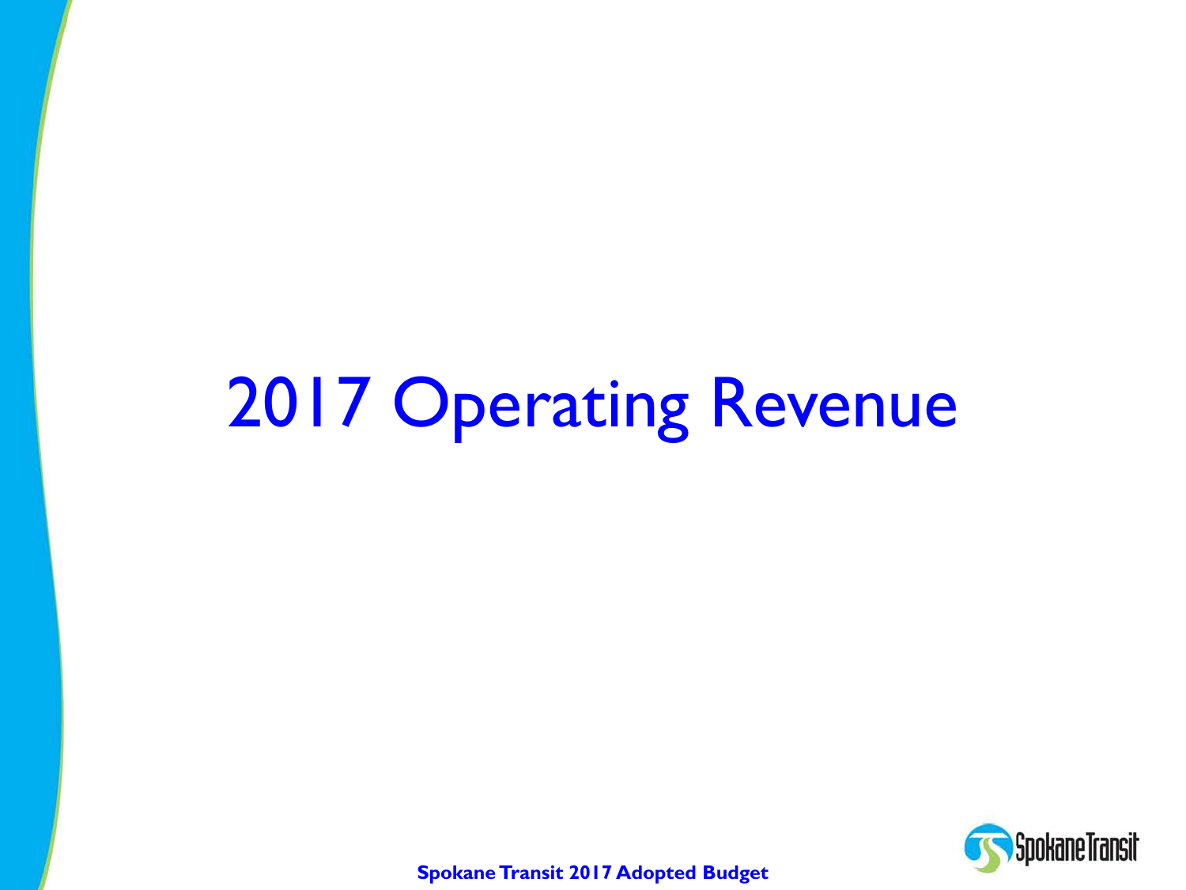# 2017 Operating Revenue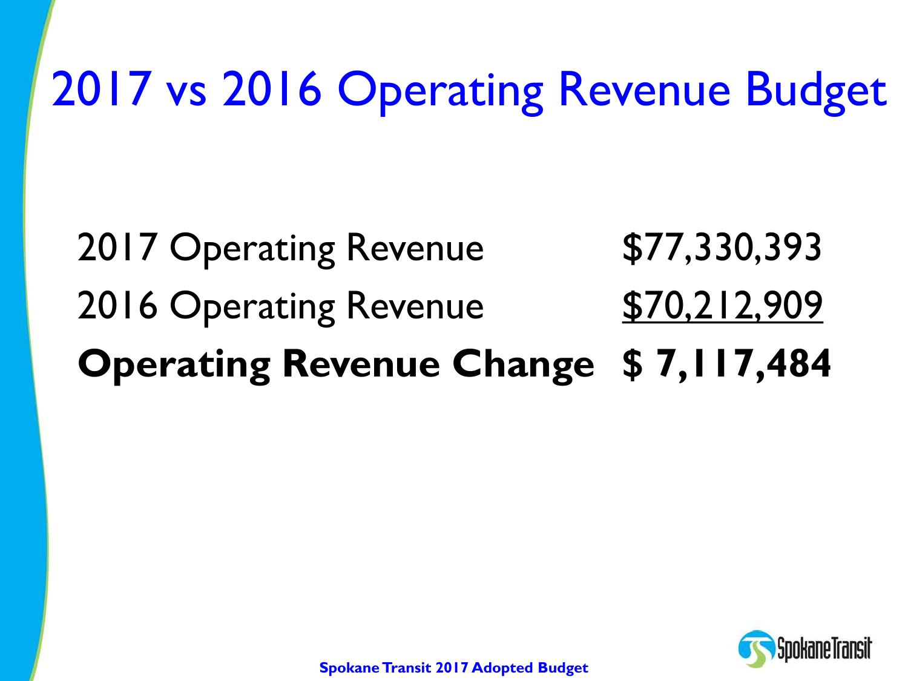# 2017 vs 2016 Operating Revenue Budget

| | |
|---|---|
| 2017 Operating Revenue | $77,330,393 |
| 2016 Operating Revenue | $70,212,909 |
| **Operating Revenue Change** | **$ 7,117,484** |

**Spokane Transit 2017 Adopted Budget**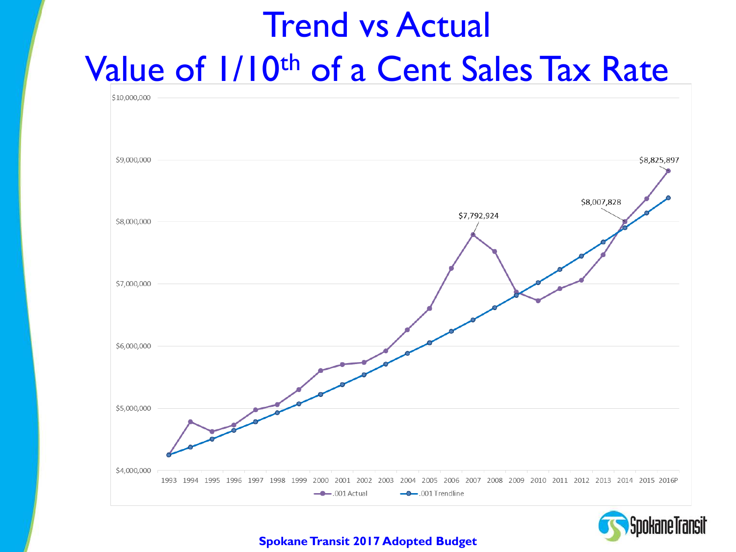# Trend vs Actual
# Value of 1/10th of a Cent Sales Tax Rate

$10,000,000
$9,000,000
$8,000,000
$7,000,000
$6,000,000
$5,000,000
$4,000,000

$8,825,897
$8,007,828
$7,792,924

1993 1994 1995 1996 1997 1998 1999 2000 2001 2002 2003 2004 2005 2006 2007 2008 2009 2010 2011 2012 2013 2014 2015 2016P

.001 Actual — .001 Trendline

**Spokane Transit 2017 Adopted Budget**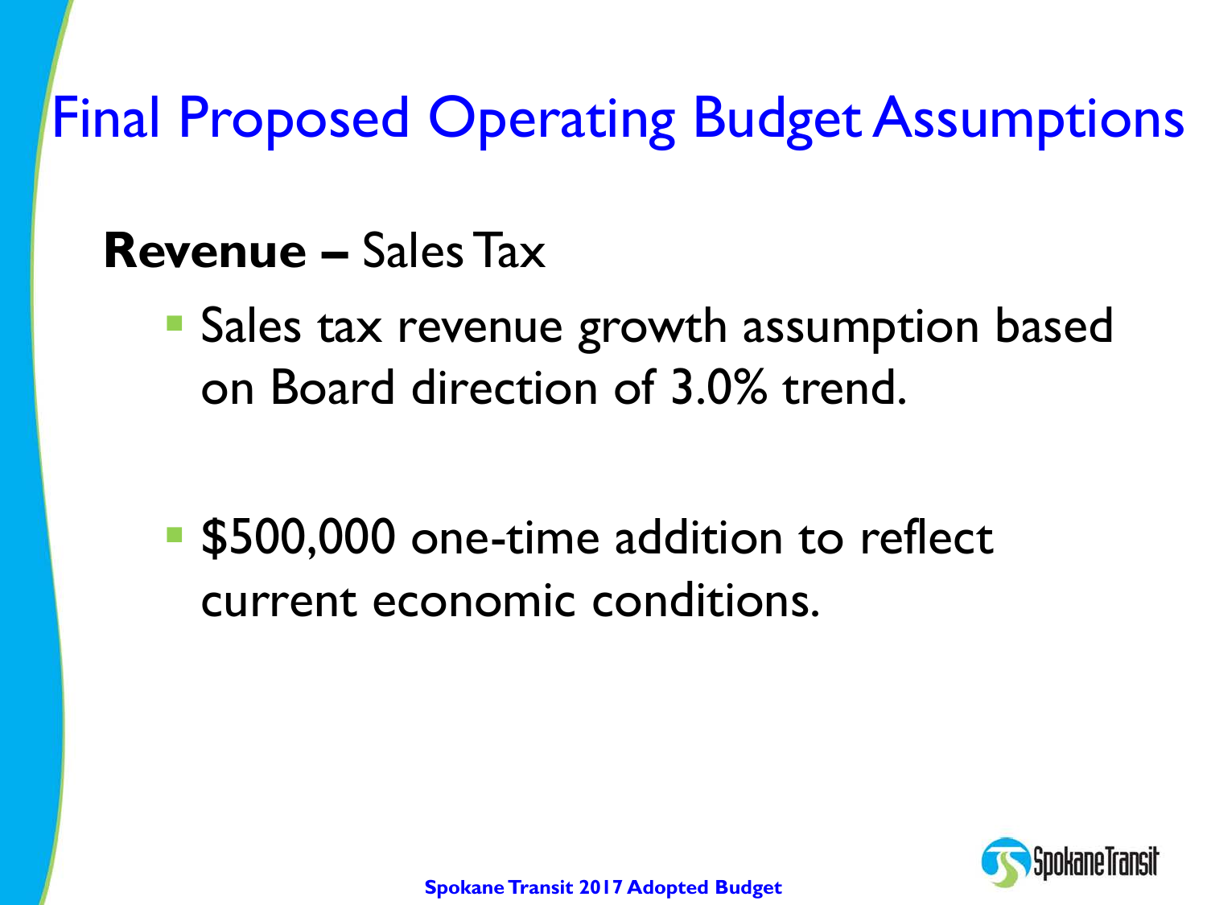# Final Proposed Operating Budget Assumptions

**Revenue –** Sales Tax

- Sales tax revenue growth assumption based on Board direction of 3.0% trend.
- $500,000 one-time addition to reflect current economic conditions.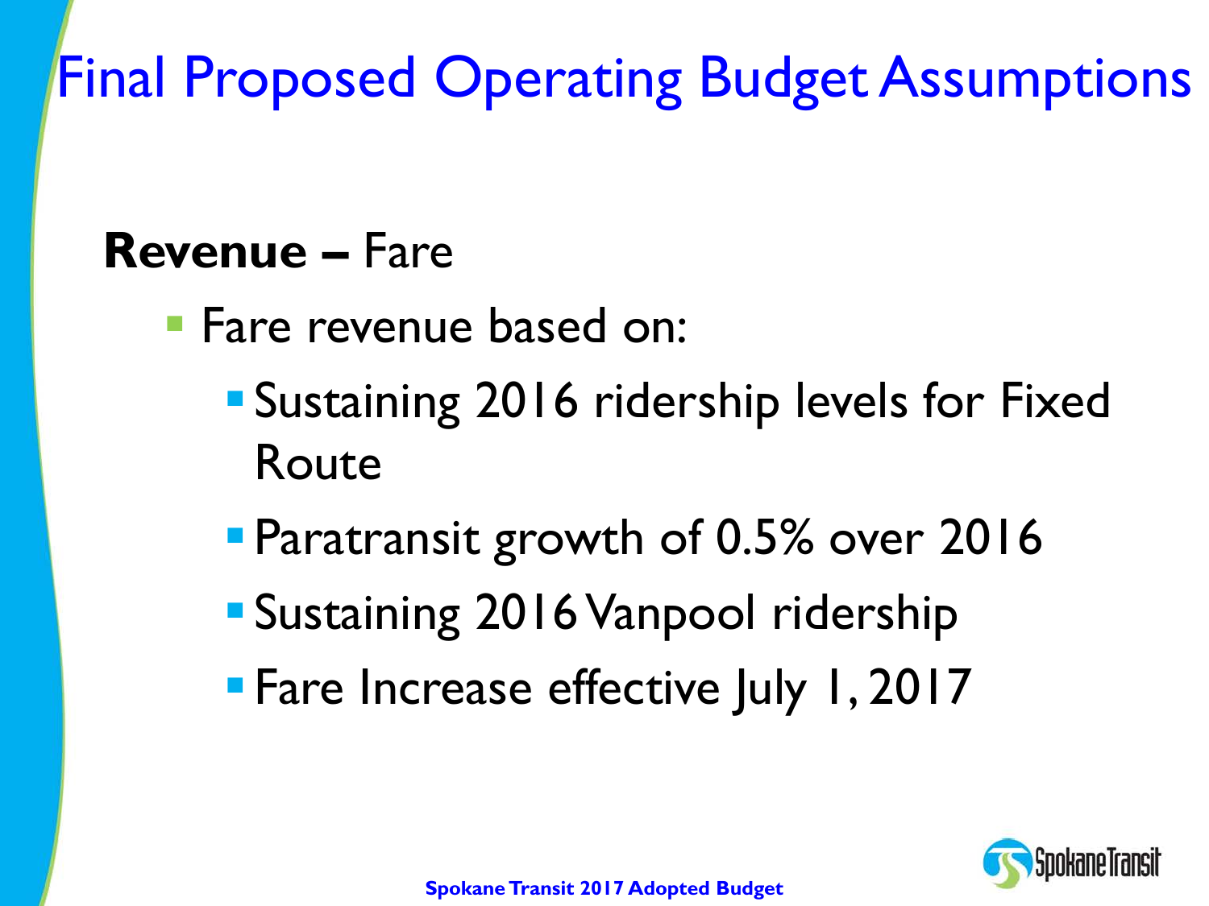# Final Proposed Operating Budget Assumptions

**Revenue –** Fare

- Fare revenue based on:
  - Sustaining 2016 ridership levels for Fixed Route
  - Paratransit growth of 0.5% over 2016
  - Sustaining 2016 Vanpool ridership
  - Fare Increase effective July 1, 2017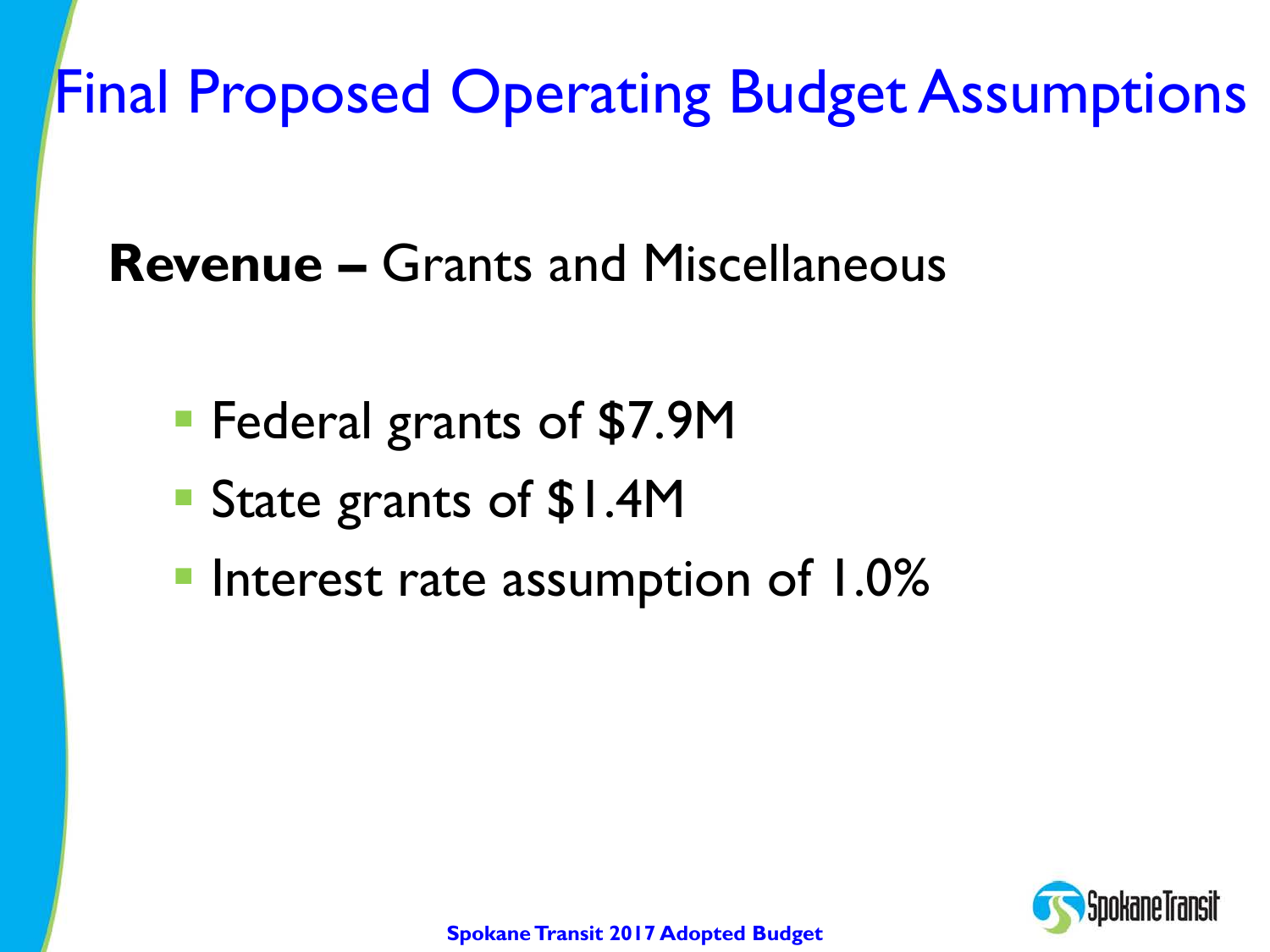# Final Proposed Operating Budget Assumptions

**Revenue –** Grants and Miscellaneous

- Federal grants of $7.9M
- State grants of $1.4M
- Interest rate assumption of 1.0%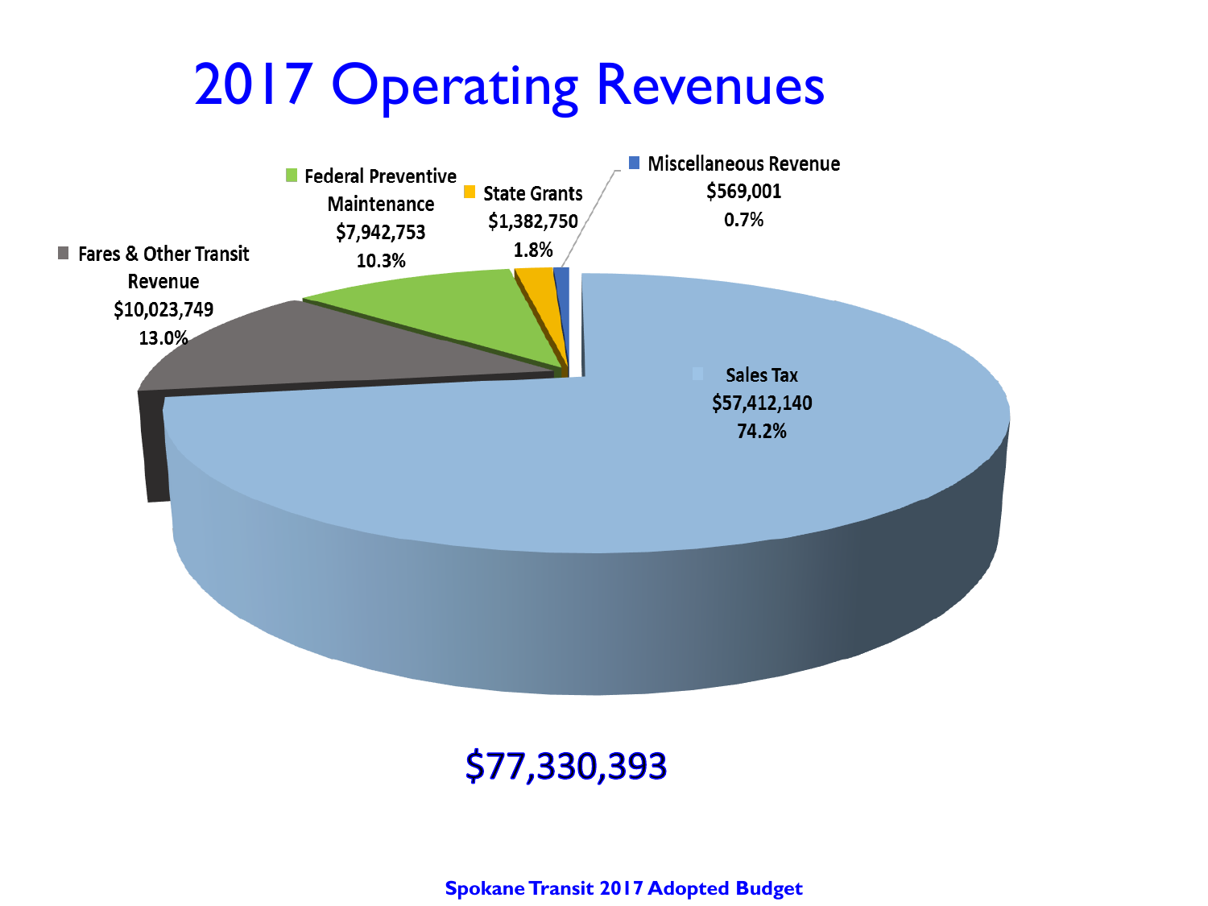# 2017 Operating Revenues

| Category | Amount | Percent |
| --- | --- | --- |
| Sales Tax | $57,412,140 | 74.2% |
| Fares & Other Transit Revenue | $10,023,749 | 13.0% |
| Federal Preventive Maintenance | $7,942,753 | 10.3% |
| State Grants | $1,382,750 | 1.8% |
| Miscellaneous Revenue | $569,001 | 0.7% |

**$77,330,393**

**Spokane Transit 2017 Adopted Budget**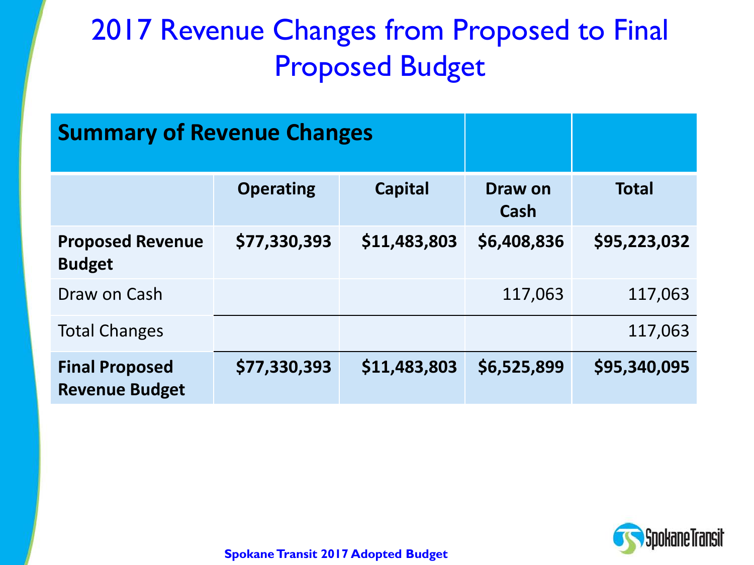# 2017 Revenue Changes from Proposed to Final Proposed Budget

| Summary of Revenue Changes | | | | |
|---|---|---|---|---|
| | **Operating** | **Capital** | **Draw on Cash** | **Total** |
| **Proposed Revenue Budget** | **$77,330,393** | **$11,483,803** | **$6,408,836** | **$95,223,032** |
| Draw on Cash | | | 117,063 | 117,063 |
| Total Changes | | | | 117,063 |
| **Final Proposed Revenue Budget** | **$77,330,393** | **$11,483,803** | **$6,525,899** | **$95,340,095** |

**Spokane Transit 2017 Adopted Budget**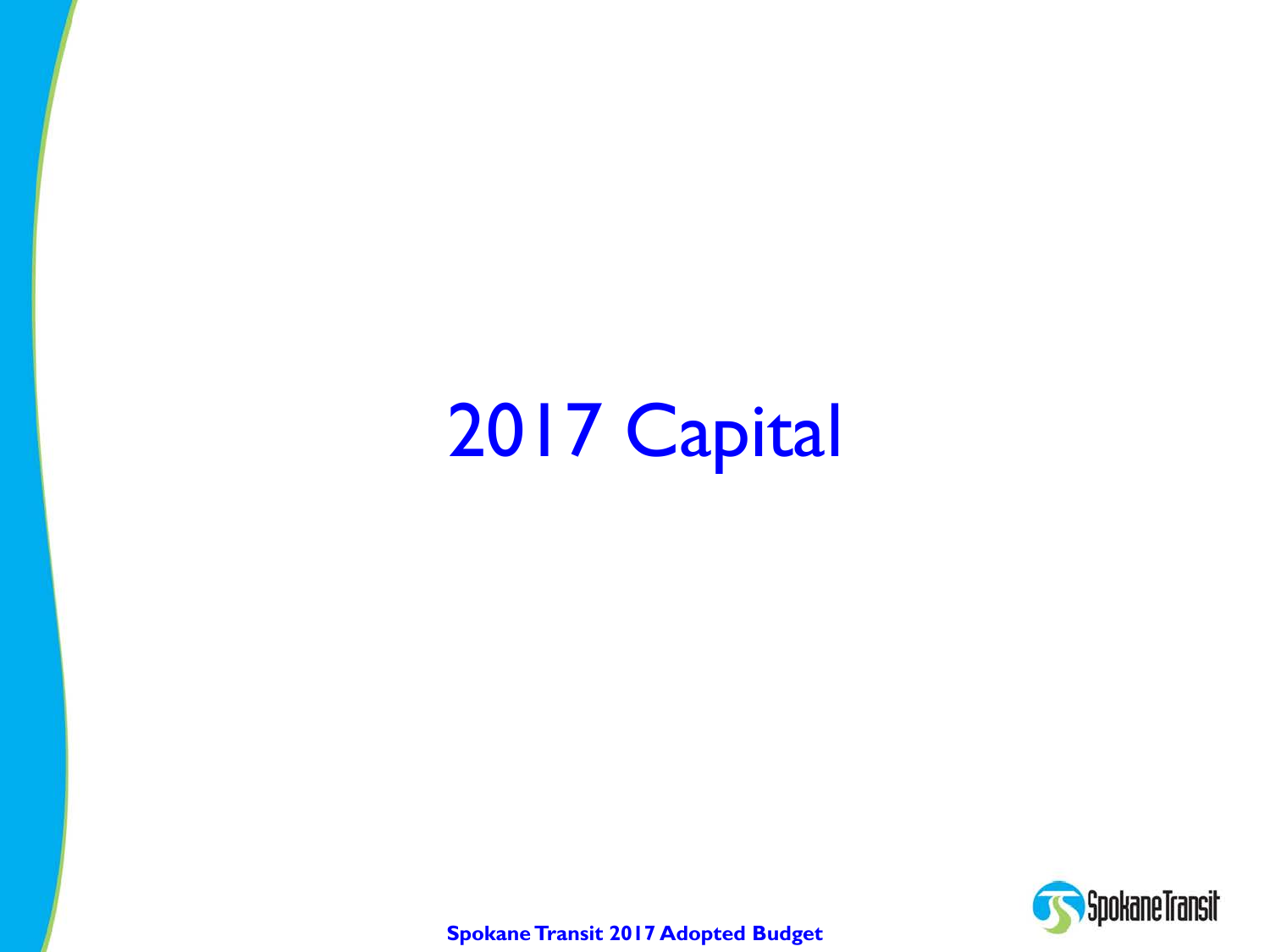# 2017 Capital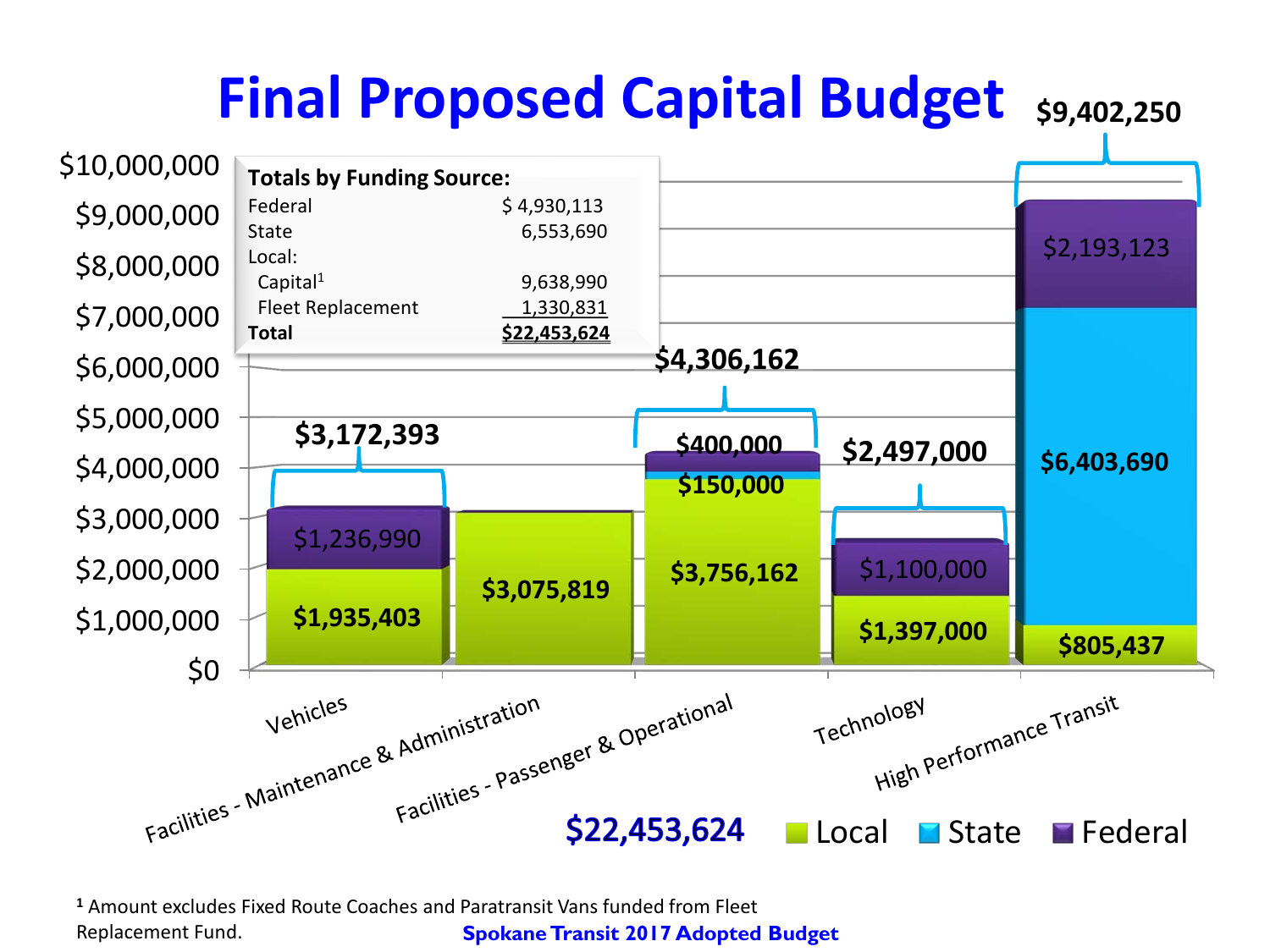# Final Proposed Capital Budget

| Totals by Funding Source: | |
|---|---|
| Federal | $ 4,930,113 |
| State | 6,553,690 |
| Local: | |
| Capital[1] | 9,638,990 |
| Fleet Replacement | 1,330,831 |
| **Total** | **$22,453,624** |

| Category | Local | State | Federal | Total |
|---|---|---|---|---|
| Vehicles | $1,935,403 | | $1,236,990 | $3,172,393 |
| Facilities - Maintenance & Administration | $3,075,819 | | | $3,075,819 |
| Facilities - Passenger & Operational | $3,756,162 | $150,000 | $400,000 | $4,306,162 |
| Technology | $1,397,000 | | $1,100,000 | $2,497,000 |
| High Performance Transit | $805,437 | $6,403,690 | $2,193,123 | $9,402,250 |

**$22,453,624**

[1] Amount excludes Fixed Route Coaches and Paratransit Vans funded from Fleet Replacement Fund.

**Spokane Transit 2017 Adopted Budget**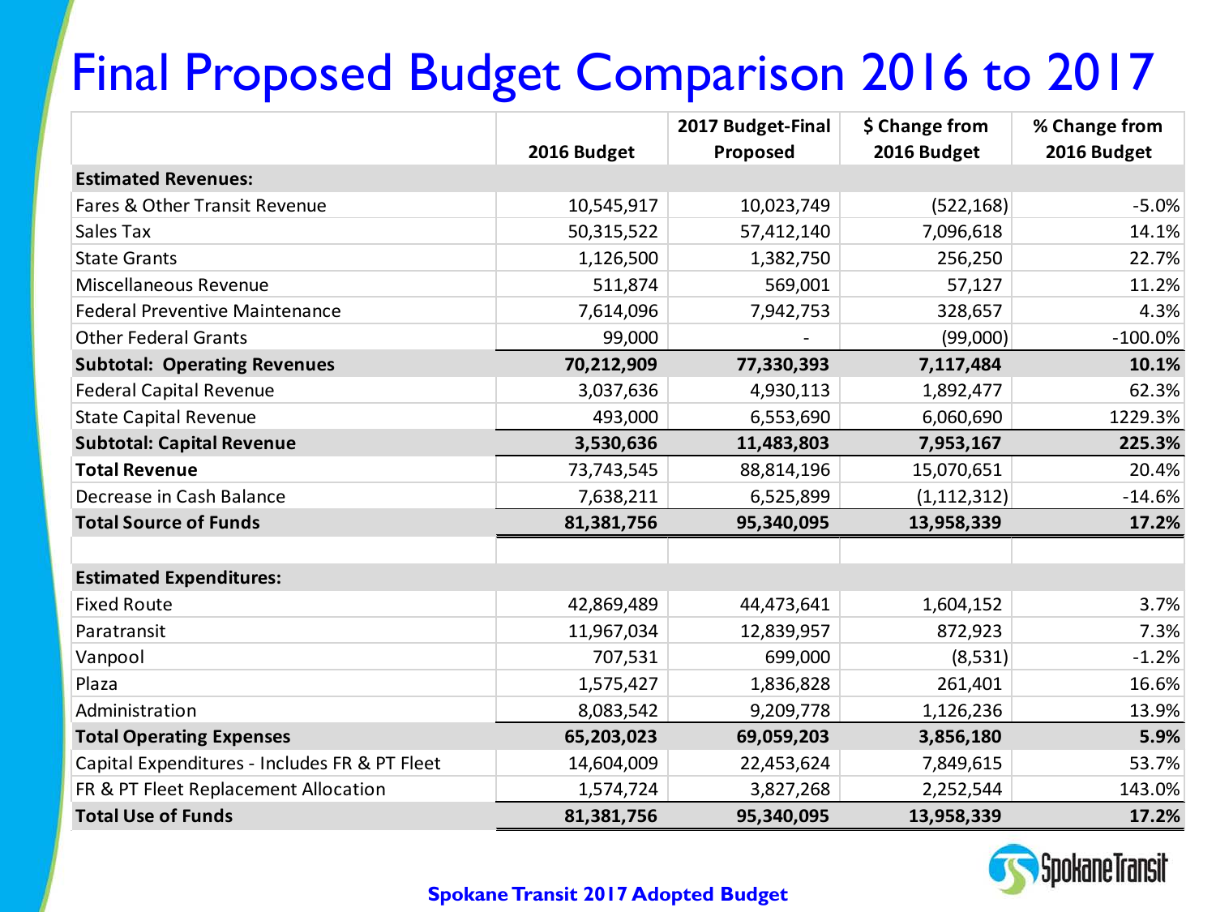# Final Proposed Budget Comparison 2016 to 2017

| | 2016 Budget | 2017 Budget-Final Proposed | $ Change from 2016 Budget | % Change from 2016 Budget |
|---|---|---|---|---|
| **Estimated Revenues:** | | | | |
| Fares & Other Transit Revenue | 10,545,917 | 10,023,749 | (522,168) | -5.0% |
| Sales Tax | 50,315,522 | 57,412,140 | 7,096,618 | 14.1% |
| State Grants | 1,126,500 | 1,382,750 | 256,250 | 22.7% |
| Miscellaneous Revenue | 511,874 | 569,001 | 57,127 | 11.2% |
| Federal Preventive Maintenance | 7,614,096 | 7,942,753 | 328,657 | 4.3% |
| Other Federal Grants | 99,000 | - | (99,000) | -100.0% |
| **Subtotal: Operating Revenues** | **70,212,909** | **77,330,393** | **7,117,484** | **10.1%** |
| Federal Capital Revenue | 3,037,636 | 4,930,113 | 1,892,477 | 62.3% |
| State Capital Revenue | 493,000 | 6,553,690 | 6,060,690 | 1229.3% |
| **Subtotal: Capital Revenue** | **3,530,636** | **11,483,803** | **7,953,167** | **225.3%** |
| **Total Revenue** | 73,743,545 | 88,814,196 | 15,070,651 | 20.4% |
| Decrease in Cash Balance | 7,638,211 | 6,525,899 | (1,112,312) | -14.6% |
| **Total Source of Funds** | **81,381,756** | **95,340,095** | **13,958,339** | **17.2%** |
| | | | | |
| **Estimated Expenditures:** | | | | |
| Fixed Route | 42,869,489 | 44,473,641 | 1,604,152 | 3.7% |
| Paratransit | 11,967,034 | 12,839,957 | 872,923 | 7.3% |
| Vanpool | 707,531 | 699,000 | (8,531) | -1.2% |
| Plaza | 1,575,427 | 1,836,828 | 261,401 | 16.6% |
| Administration | 8,083,542 | 9,209,778 | 1,126,236 | 13.9% |
| **Total Operating Expenses** | **65,203,023** | **69,059,203** | **3,856,180** | **5.9%** |
| Capital Expenditures - Includes FR & PT Fleet | 14,604,009 | 22,453,624 | 7,849,615 | 53.7% |
| FR & PT Fleet Replacement Allocation | 1,574,724 | 3,827,268 | 2,252,544 | 143.0% |
| **Total Use of Funds** | **81,381,756** | **95,340,095** | **13,958,339** | **17.2%** |

**Spokane Transit 2017 Adopted Budget**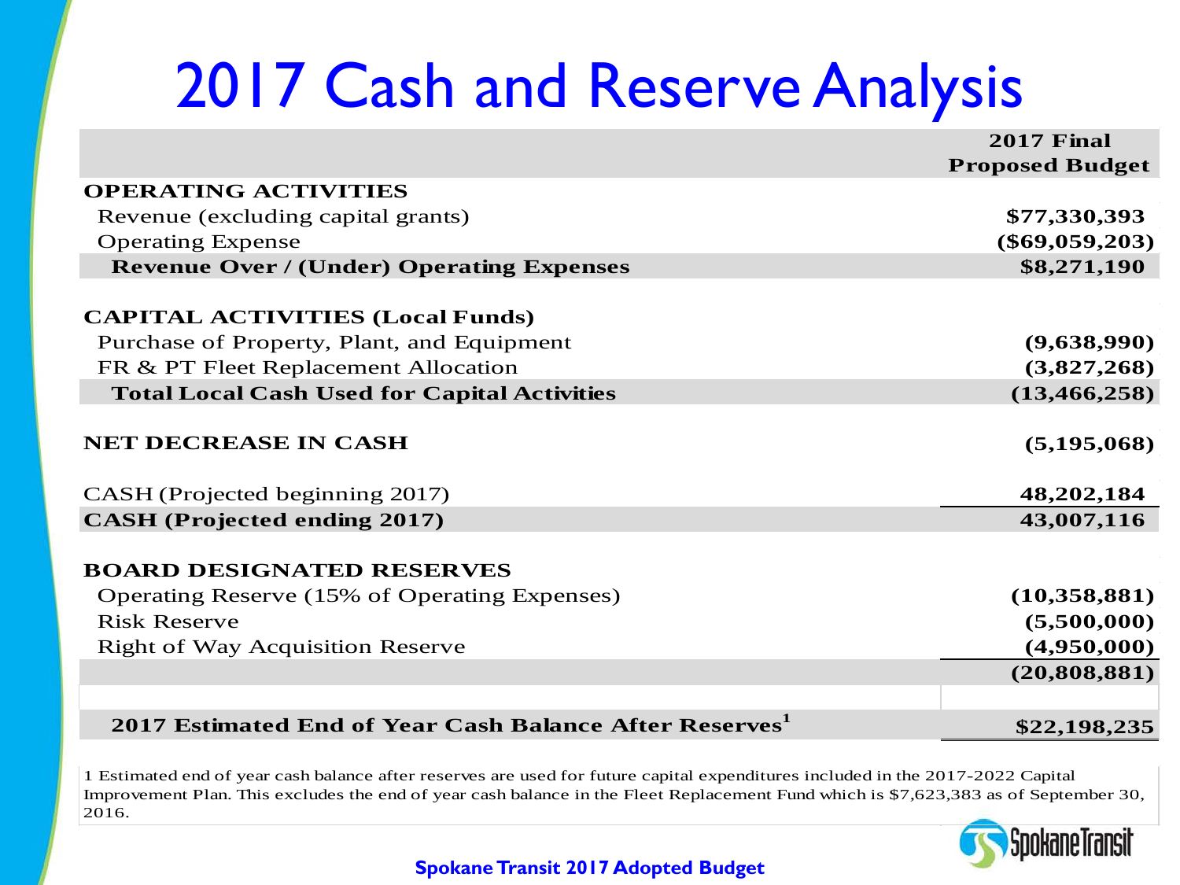# 2017 Cash and Reserve Analysis

| | 2017 Final Proposed Budget |
|---|---|
| **OPERATING ACTIVITIES** | |
| Revenue (excluding capital grants) | **$77,330,393** |
| Operating Expense | **($69,059,203)** |
| **Revenue Over / (Under) Operating Expenses** | **$8,271,190** |
| | |
| **CAPITAL ACTIVITIES (Local Funds)** | |
| Purchase of Property, Plant, and Equipment | **(9,638,990)** |
| FR & PT Fleet Replacement Allocation | **(3,827,268)** |
| **Total Local Cash Used for Capital Activities** | **(13,466,258)** |
| | |
| **NET DECREASE IN CASH** | **(5,195,068)** |
| | |
| CASH (Projected beginning 2017) | **48,202,184** |
| **CASH (Projected ending 2017)** | **43,007,116** |
| | |
| **BOARD DESIGNATED RESERVES** | |
| Operating Reserve (15% of Operating Expenses) | **(10,358,881)** |
| Risk Reserve | **(5,500,000)** |
| Right of Way Acquisition Reserve | **(4,950,000)** |
| | **(20,808,881)** |
| | |
| **2017 Estimated End of Year Cash Balance After Reserves[1]** | **$22,198,235** |

1 Estimated end of year cash balance after reserves are used for future capital expenditures included in the 2017-2022 Capital Improvement Plan. This excludes the end of year cash balance in the Fleet Replacement Fund which is $7,623,383 as of September 30, 2016.

Spokane Transit 2017 Adopted Budget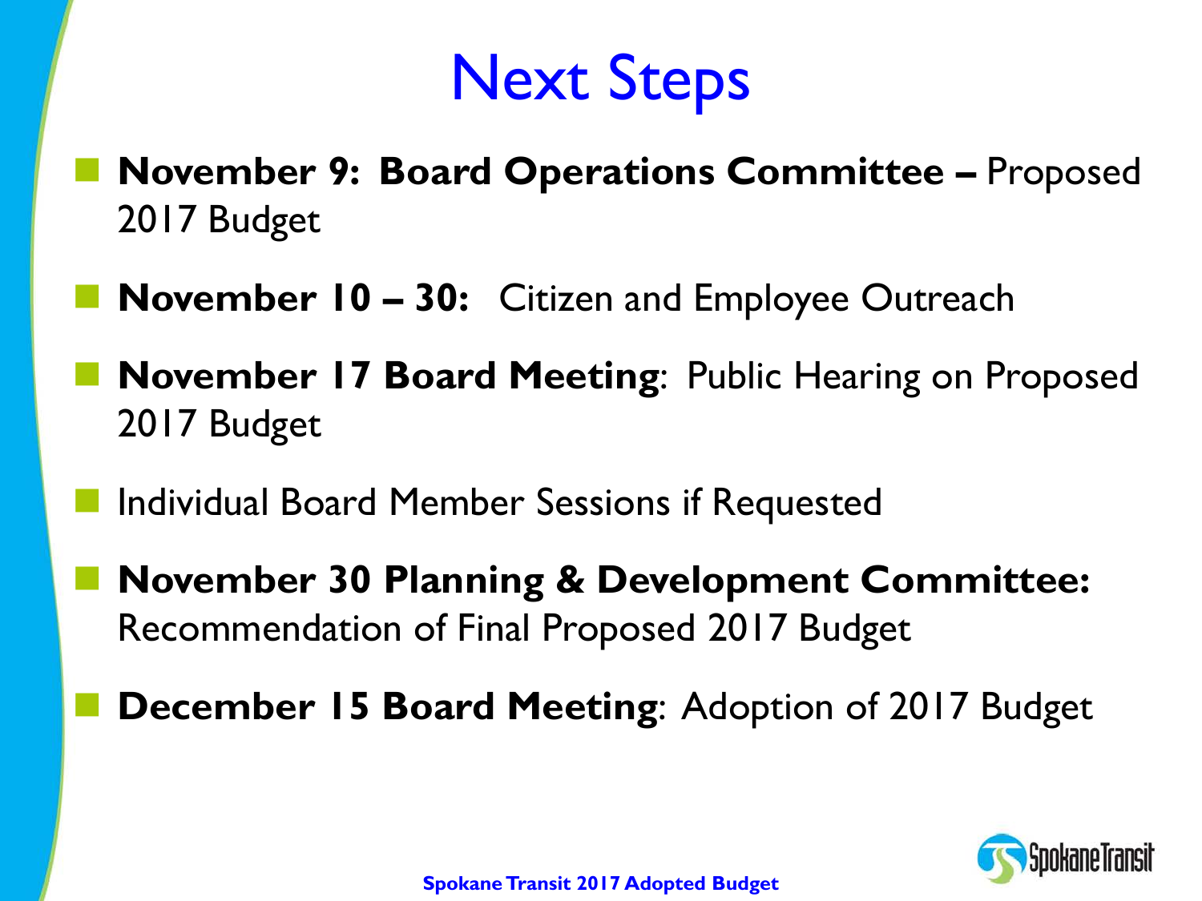# Next Steps

- **November 9: Board Operations Committee –** Proposed 2017 Budget
- **November 10 – 30:** Citizen and Employee Outreach
- **November 17 Board Meeting**: Public Hearing on Proposed 2017 Budget
- Individual Board Member Sessions if Requested
- **November 30 Planning & Development Committee:** Recommendation of Final Proposed 2017 Budget
- **December 15 Board Meeting**: Adoption of 2017 Budget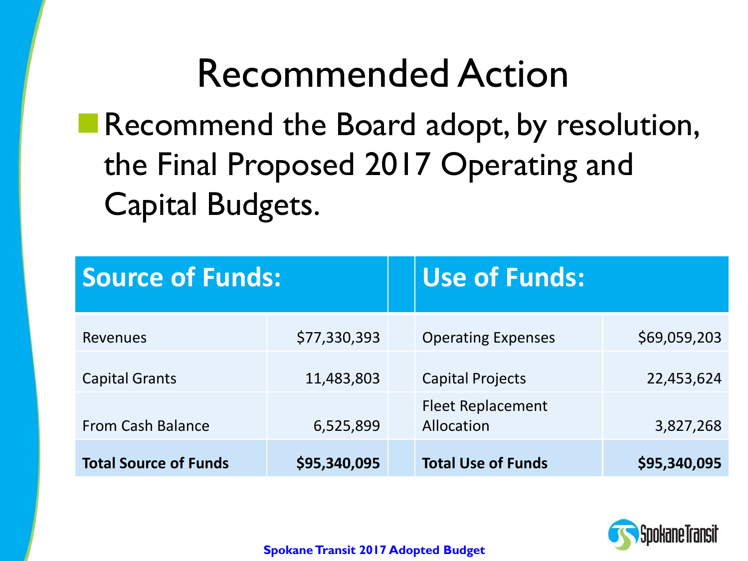# Recommended Action

- Recommend the Board adopt, by resolution, the Final Proposed 2017 Operating and Capital Budgets.

| Source of Funds: | | | Use of Funds: | |
|---|---|---|---|---|
| Revenues | $77,330,393 | | Operating Expenses | $69,059,203 |
| Capital Grants | 11,483,803 | | Capital Projects | 22,453,624 |
| From Cash Balance | 6,525,899 | | Fleet Replacement Allocation | 3,827,268 |
| **Total Source of Funds** | **$95,340,095** | | **Total Use of Funds** | **$95,340,095** |

**Spokane Transit 2017 Adopted Budget**